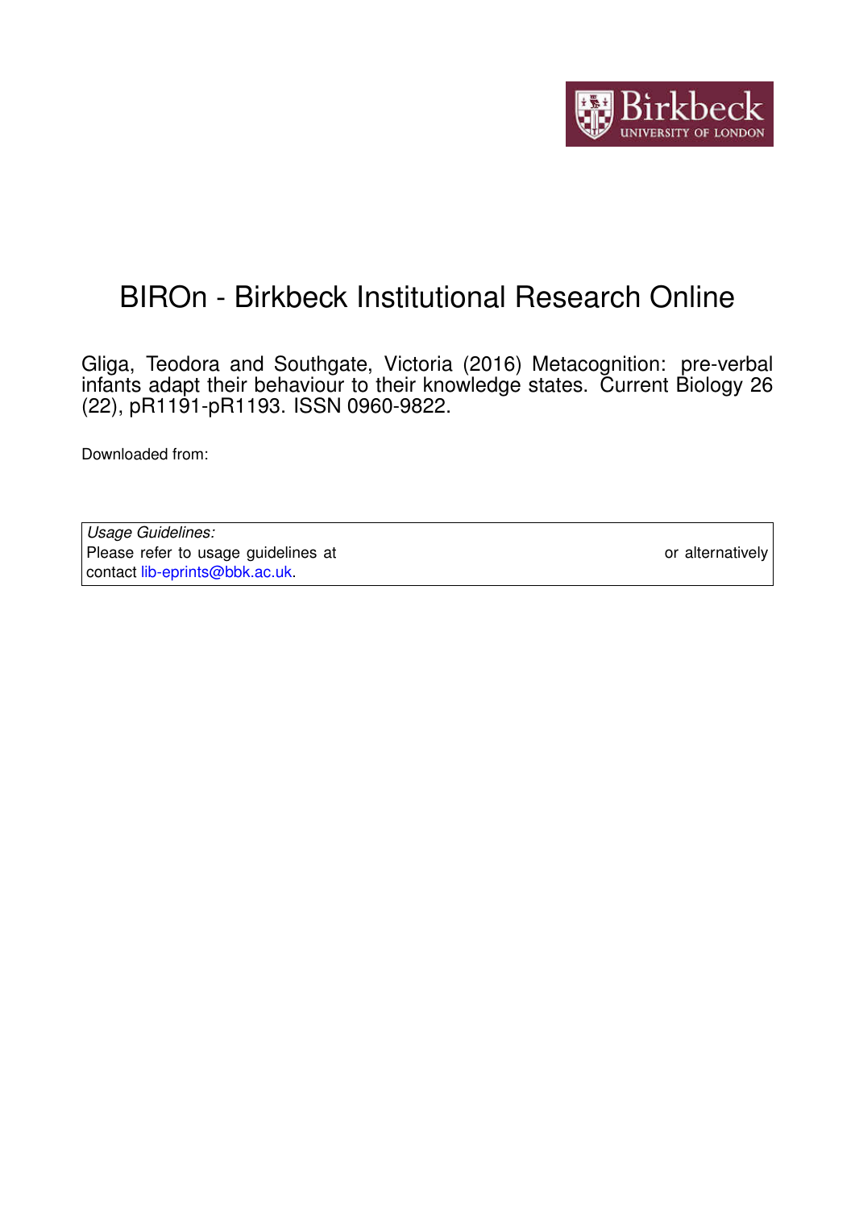# BIROn - Birkbeck Institutional Research Online

Gliga, Teodora and Southgate, Victoria (2016) Metacognition: pre-verbal infants adapt their behaviour to their knowledge states. Current Biology 26 (22), pR1191-pR1193. ISSN 0960-9822.

Downloaded from:

*Usage Guidelines:*
Please refer to usage guidelines at or alternatively contact lib-eprints@bbk.ac.uk.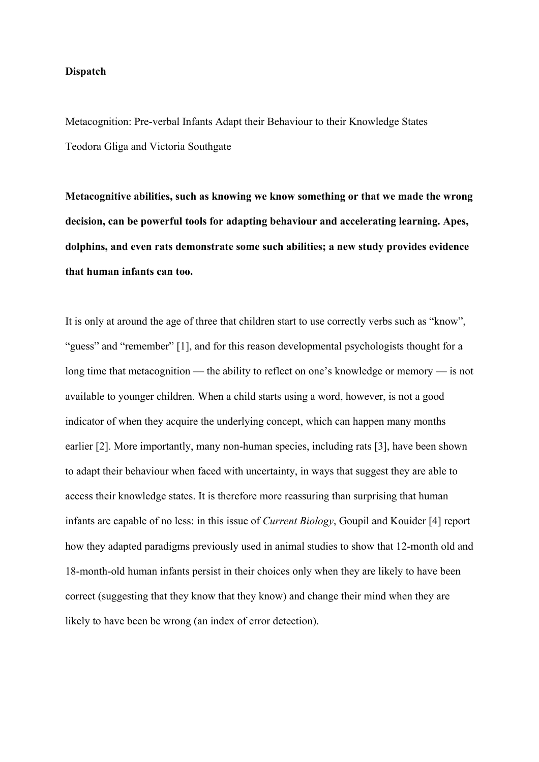**Dispatch**

Metacognition: Pre-verbal Infants Adapt their Behaviour to their Knowledge States

Teodora Gliga and Victoria Southgate

**Metacognitive abilities, such as knowing we know something or that we made the wrong decision, can be powerful tools for adapting behaviour and accelerating learning. Apes, dolphins, and even rats demonstrate some such abilities; a new study provides evidence that human infants can too.**

It is only at around the age of three that children start to use correctly verbs such as "know", "guess" and "remember" [1], and for this reason developmental psychologists thought for a long time that metacognition — the ability to reflect on one's knowledge or memory — is not available to younger children. When a child starts using a word, however, is not a good indicator of when they acquire the underlying concept, which can happen many months earlier [2]. More importantly, many non-human species, including rats [3], have been shown to adapt their behaviour when faced with uncertainty, in ways that suggest they are able to access their knowledge states. It is therefore more reassuring than surprising that human infants are capable of no less: in this issue of *Current Biology*, Goupil and Kouider [4] report how they adapted paradigms previously used in animal studies to show that 12-month old and 18-month-old human infants persist in their choices only when they are likely to have been correct (suggesting that they know that they know) and change their mind when they are likely to have been be wrong (an index of error detection).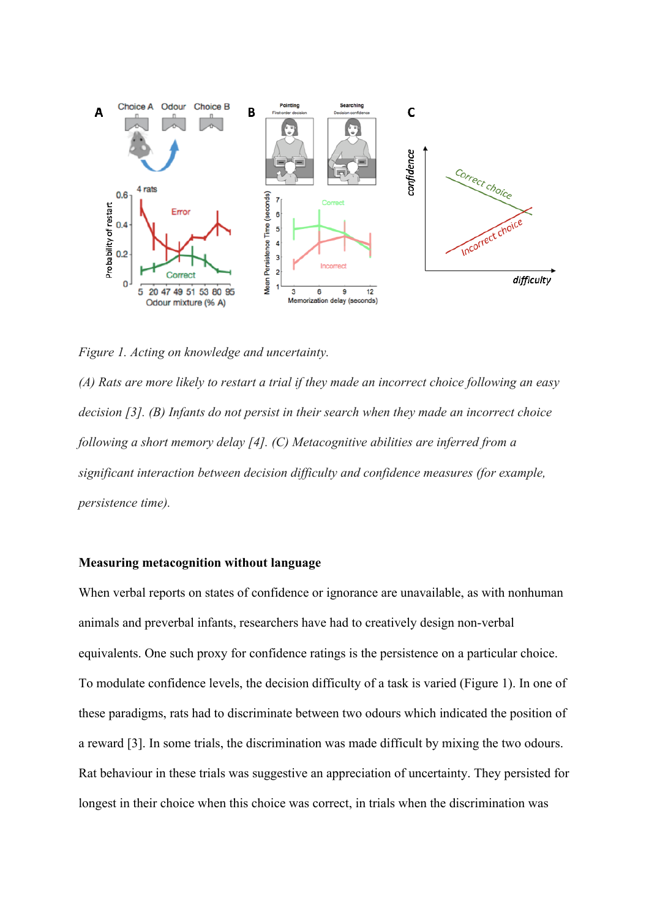*Figure 1. Acting on knowledge and uncertainty.*

*(A) Rats are more likely to restart a trial if they made an incorrect choice following an easy decision [3]. (B) Infants do not persist in their search when they made an incorrect choice following a short memory delay [4]. (C) Metacognitive abilities are inferred from a significant interaction between decision difficulty and confidence measures (for example, persistence time).*

**Measuring metacognition without language**

When verbal reports on states of confidence or ignorance are unavailable, as with nonhuman animals and preverbal infants, researchers have had to creatively design non-verbal equivalents. One such proxy for confidence ratings is the persistence on a particular choice. To modulate confidence levels, the decision difficulty of a task is varied (Figure 1). In one of these paradigms, rats had to discriminate between two odours which indicated the position of a reward [3]. In some trials, the discrimination was made difficult by mixing the two odours. Rat behaviour in these trials was suggestive an appreciation of uncertainty. They persisted for longest in their choice when this choice was correct, in trials when the discrimination was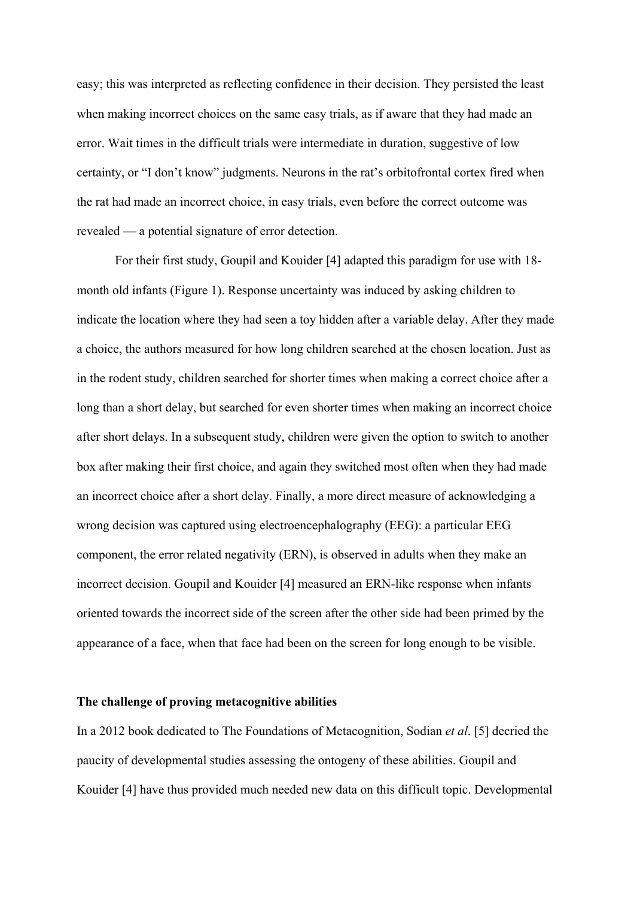easy; this was interpreted as reflecting confidence in their decision. They persisted the least when making incorrect choices on the same easy trials, as if aware that they had made an error. Wait times in the difficult trials were intermediate in duration, suggestive of low certainty, or "I don't know" judgments. Neurons in the rat's orbitofrontal cortex fired when the rat had made an incorrect choice, in easy trials, even before the correct outcome was revealed — a potential signature of error detection.

For their first study, Goupil and Kouider [4] adapted this paradigm for use with 18-month old infants (Figure 1). Response uncertainty was induced by asking children to indicate the location where they had seen a toy hidden after a variable delay. After they made a choice, the authors measured for how long children searched at the chosen location. Just as in the rodent study, children searched for shorter times when making a correct choice after a long than a short delay, but searched for even shorter times when making an incorrect choice after short delays. In a subsequent study, children were given the option to switch to another box after making their first choice, and again they switched most often when they had made an incorrect choice after a short delay. Finally, a more direct measure of acknowledging a wrong decision was captured using electroencephalography (EEG): a particular EEG component, the error related negativity (ERN), is observed in adults when they make an incorrect decision. Goupil and Kouider [4] measured an ERN-like response when infants oriented towards the incorrect side of the screen after the other side had been primed by the appearance of a face, when that face had been on the screen for long enough to be visible.

**The challenge of proving metacognitive abilities**

In a 2012 book dedicated to The Foundations of Metacognition, Sodian *et al*. [5] decried the paucity of developmental studies assessing the ontogeny of these abilities. Goupil and Kouider [4] have thus provided much needed new data on this difficult topic. Developmental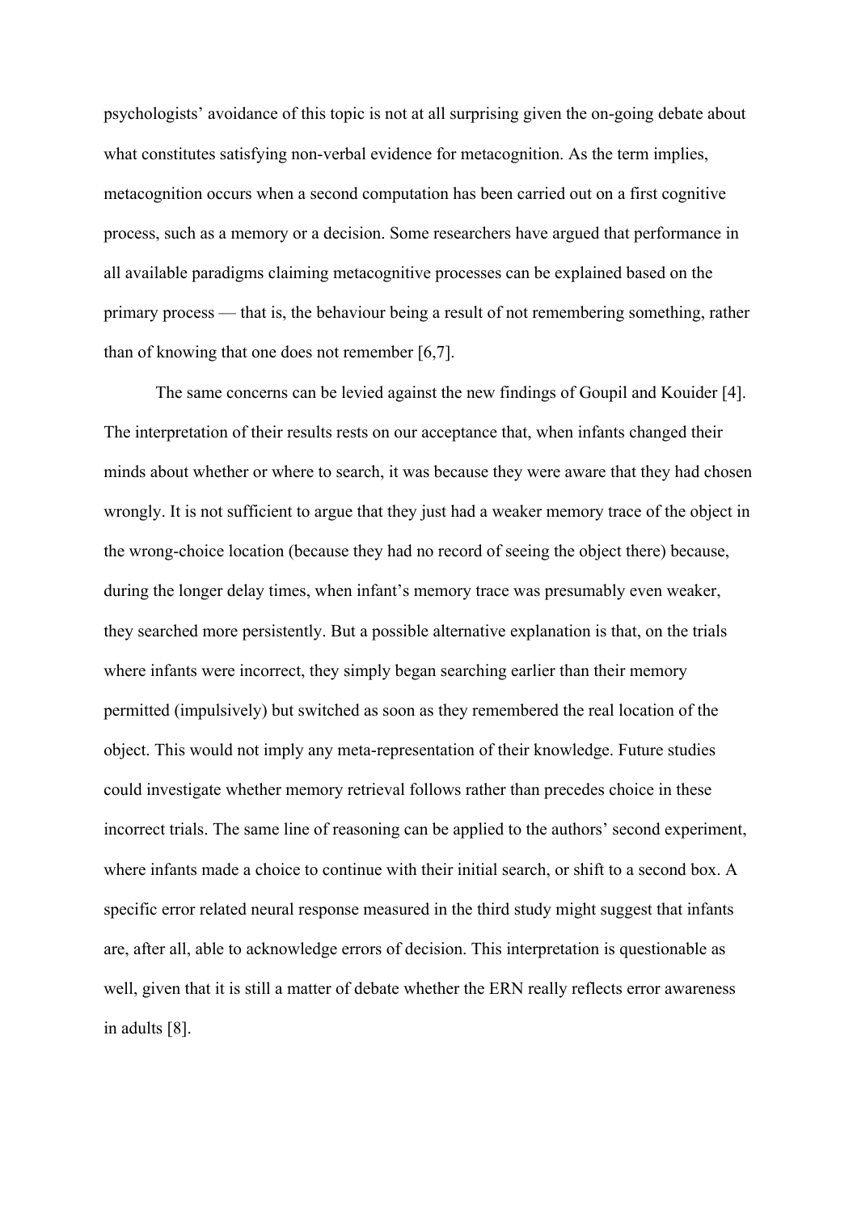psychologists' avoidance of this topic is not at all surprising given the on-going debate about what constitutes satisfying non-verbal evidence for metacognition. As the term implies, metacognition occurs when a second computation has been carried out on a first cognitive process, such as a memory or a decision. Some researchers have argued that performance in all available paradigms claiming metacognitive processes can be explained based on the primary process — that is, the behaviour being a result of not remembering something, rather than of knowing that one does not remember [6,7].

The same concerns can be levied against the new findings of Goupil and Kouider [4]. The interpretation of their results rests on our acceptance that, when infants changed their minds about whether or where to search, it was because they were aware that they had chosen wrongly. It is not sufficient to argue that they just had a weaker memory trace of the object in the wrong-choice location (because they had no record of seeing the object there) because, during the longer delay times, when infant's memory trace was presumably even weaker, they searched more persistently. But a possible alternative explanation is that, on the trials where infants were incorrect, they simply began searching earlier than their memory permitted (impulsively) but switched as soon as they remembered the real location of the object. This would not imply any meta-representation of their knowledge. Future studies could investigate whether memory retrieval follows rather than precedes choice in these incorrect trials. The same line of reasoning can be applied to the authors' second experiment, where infants made a choice to continue with their initial search, or shift to a second box. A specific error related neural response measured in the third study might suggest that infants are, after all, able to acknowledge errors of decision. This interpretation is questionable as well, given that it is still a matter of debate whether the ERN really reflects error awareness in adults [8].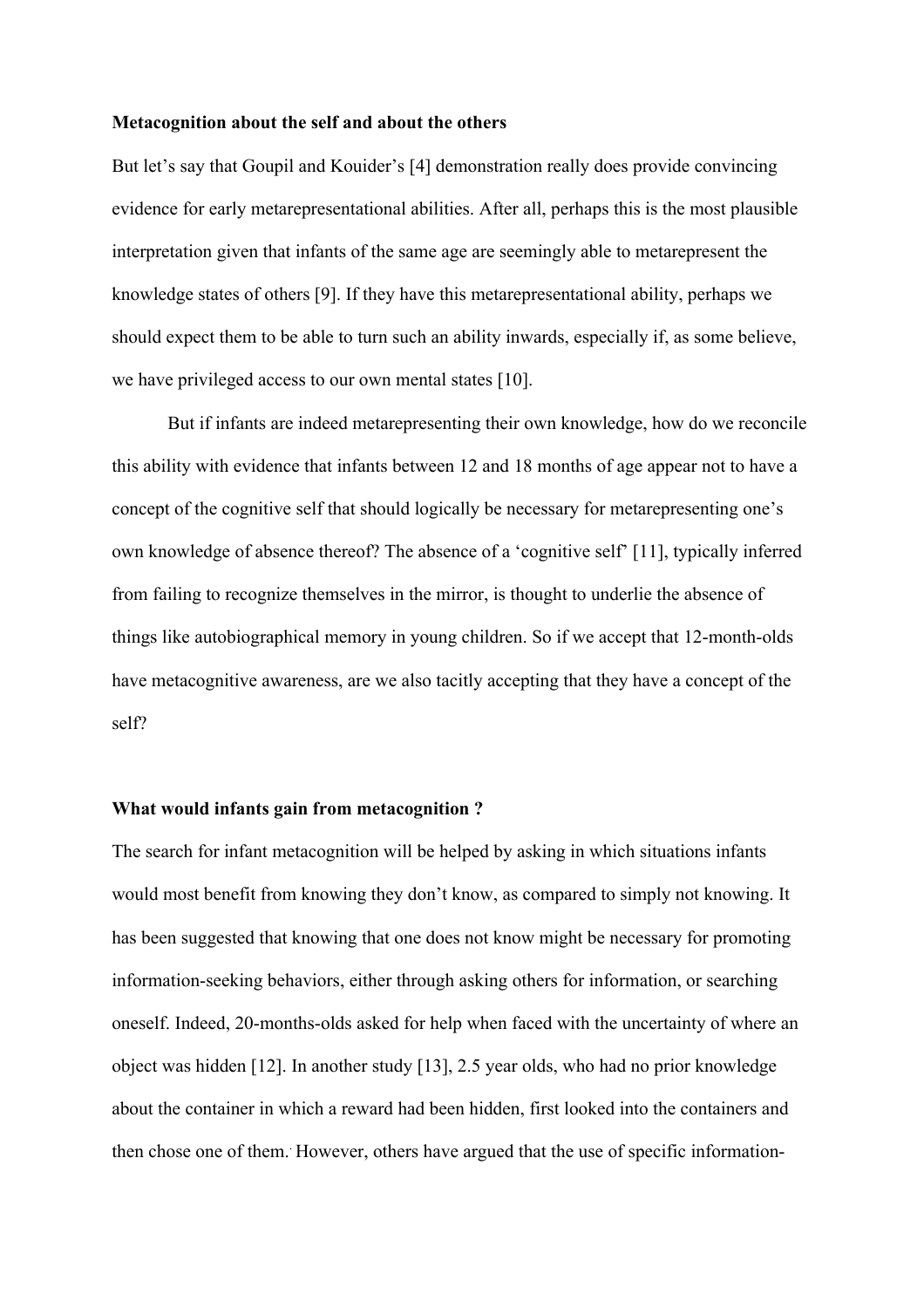**Metacognition about the self and about the others**

But let's say that Goupil and Kouider's [4] demonstration really does provide convincing evidence for early metarepresentational abilities. After all, perhaps this is the most plausible interpretation given that infants of the same age are seemingly able to metarepresent the knowledge states of others [9]. If they have this metarepresentational ability, perhaps we should expect them to be able to turn such an ability inwards, especially if, as some believe, we have privileged access to our own mental states [10].

But if infants are indeed metarepresenting their own knowledge, how do we reconcile this ability with evidence that infants between 12 and 18 months of age appear not to have a concept of the cognitive self that should logically be necessary for metarepresenting one's own knowledge of absence thereof? The absence of a 'cognitive self' [11], typically inferred from failing to recognize themselves in the mirror, is thought to underlie the absence of things like autobiographical memory in young children. So if we accept that 12-month-olds have metacognitive awareness, are we also tacitly accepting that they have a concept of the self?

**What would infants gain from metacognition ?**

The search for infant metacognition will be helped by asking in which situations infants would most benefit from knowing they don't know, as compared to simply not knowing. It has been suggested that knowing that one does not know might be necessary for promoting information-seeking behaviors, either through asking others for information, or searching oneself. Indeed, 20-months-olds asked for help when faced with the uncertainty of where an object was hidden [12]. In another study [13], 2.5 year olds, who had no prior knowledge about the container in which a reward had been hidden, first looked into the containers and then chose one of them. However, others have argued that the use of specific information-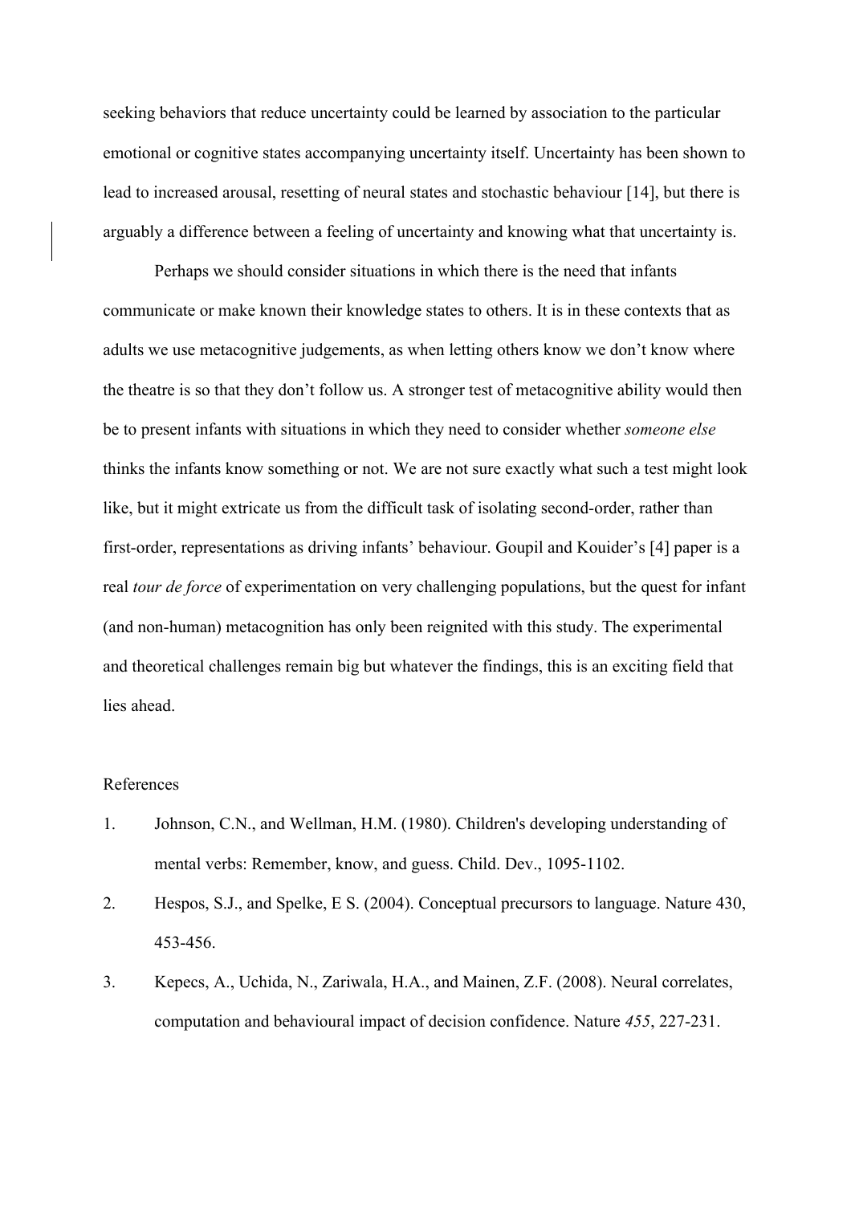seeking behaviors that reduce uncertainty could be learned by association to the particular emotional or cognitive states accompanying uncertainty itself. Uncertainty has been shown to lead to increased arousal, resetting of neural states and stochastic behaviour [14], but there is arguably a difference between a feeling of uncertainty and knowing what that uncertainty is.

Perhaps we should consider situations in which there is the need that infants communicate or make known their knowledge states to others. It is in these contexts that as adults we use metacognitive judgements, as when letting others know we don't know where the theatre is so that they don't follow us. A stronger test of metacognitive ability would then be to present infants with situations in which they need to consider whether *someone else* thinks the infants know something or not. We are not sure exactly what such a test might look like, but it might extricate us from the difficult task of isolating second-order, rather than first-order, representations as driving infants' behaviour. Goupil and Kouider's [4] paper is a real *tour de force* of experimentation on very challenging populations, but the quest for infant (and non-human) metacognition has only been reignited with this study. The experimental and theoretical challenges remain big but whatever the findings, this is an exciting field that lies ahead.

References

1. Johnson, C.N., and Wellman, H.M. (1980). Children's developing understanding of mental verbs: Remember, know, and guess. Child. Dev., 1095-1102.
2. Hespos, S.J., and Spelke, E S. (2004). Conceptual precursors to language. Nature 430, 453-456.
3. Kepecs, A., Uchida, N., Zariwala, H.A., and Mainen, Z.F. (2008). Neural correlates, computation and behavioural impact of decision confidence. Nature *455*, 227-231.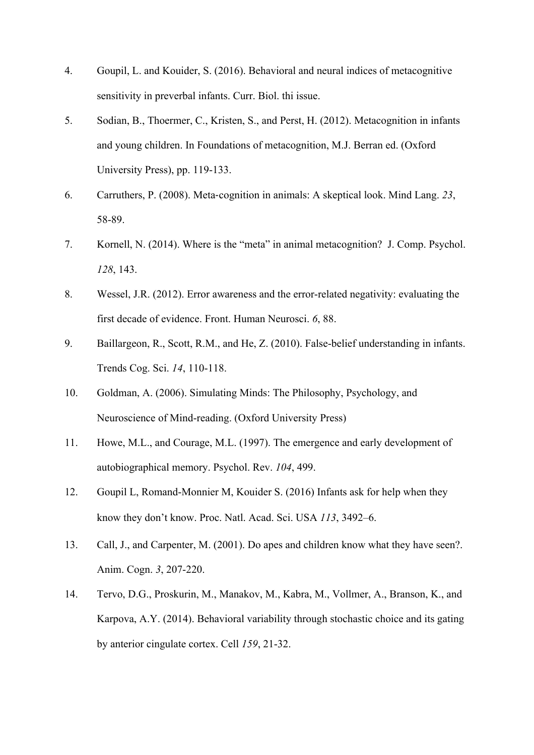4. Goupil, L. and Kouider, S. (2016). Behavioral and neural indices of metacognitive sensitivity in preverbal infants. Curr. Biol. thi issue.
5. Sodian, B., Thoermer, C., Kristen, S., and Perst, H. (2012). Metacognition in infants and young children. In Foundations of metacognition, M.J. Berran ed. (Oxford University Press), pp. 119-133.
6. Carruthers, P. (2008). Meta-cognition in animals: A skeptical look. Mind Lang. *23*, 58-89.
7. Kornell, N. (2014). Where is the “meta” in animal metacognition? J. Comp. Psychol. *128*, 143.
8. Wessel, J.R. (2012). Error awareness and the error-related negativity: evaluating the first decade of evidence. Front. Human Neurosci. *6*, 88.
9. Baillargeon, R., Scott, R.M., and He, Z. (2010). False-belief understanding in infants. Trends Cog. Sci. *14*, 110-118.
10. Goldman, A. (2006). Simulating Minds: The Philosophy, Psychology, and Neuroscience of Mind-reading. (Oxford University Press)
11. Howe, M.L., and Courage, M.L. (1997). The emergence and early development of autobiographical memory. Psychol. Rev. *104*, 499.
12. Goupil L, Romand-Monnier M, Kouider S. (2016) Infants ask for help when they know they don’t know. Proc. Natl. Acad. Sci. USA *113*, 3492–6.
13. Call, J., and Carpenter, M. (2001). Do apes and children know what they have seen?. Anim. Cogn. *3*, 207-220.
14. Tervo, D.G., Proskurin, M., Manakov, M., Kabra, M., Vollmer, A., Branson, K., and Karpova, A.Y. (2014). Behavioral variability through stochastic choice and its gating by anterior cingulate cortex. Cell *159*, 21-32.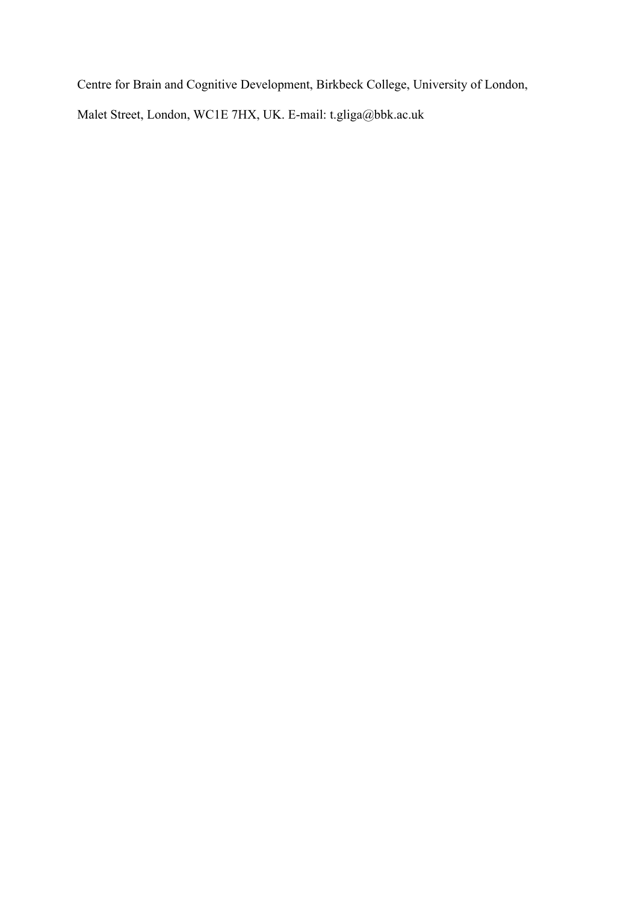Centre for Brain and Cognitive Development, Birkbeck College, University of London, Malet Street, London, WC1E 7HX, UK. E-mail: t.gliga@bbk.ac.uk